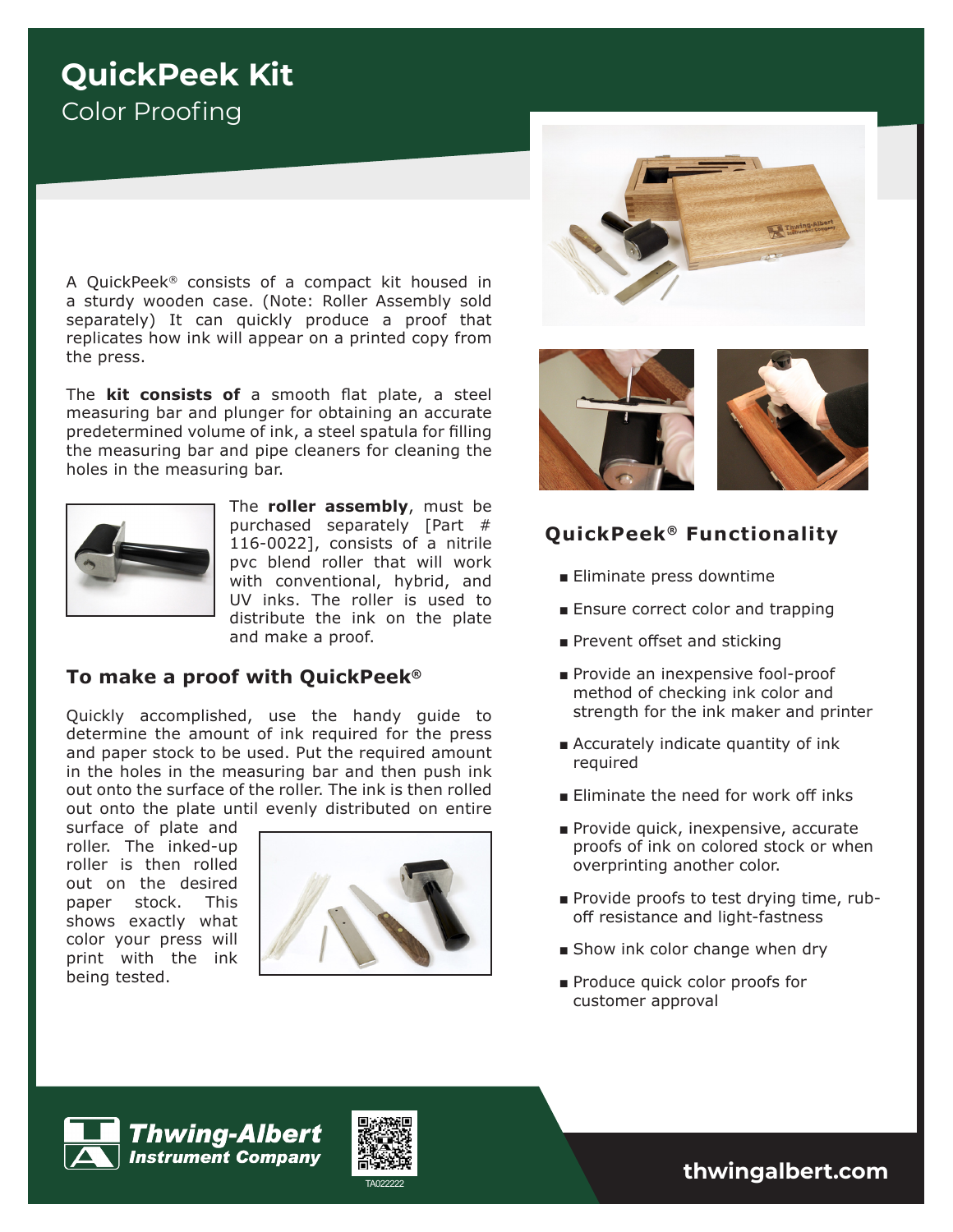# QuickPeek Kit

## Color Proofing

A QuickPeek® consists of a compact kit housed in a sturdy wooden case. (Note: Roller Assembly sold separately) It can quickly produce a proof that replicates how ink will appear on a printed copy from the press.

The **kit consists of** a smooth flat plate, a steel measuring bar and plunger for obtaining an accurate predetermined volume of ink, a steel spatula for filling the measuring bar and pipe cleaners for cleaning the holes in the measuring bar.

The **roller assembly**, must be purchased separately [Part # 116-0022], consists of a nitrile pvc blend roller that will work with conventional, hybrid, and UV inks. The roller is used to distribute the ink on the plate and make a proof.

### To make a proof with QuickPeek®

Quickly accomplished, use the handy guide to determine the amount of ink required for the press and paper stock to be used. Put the required amount in the holes in the measuring bar and then push ink out onto the surface of the roller. The ink is then rolled out onto the plate until evenly distributed on entire surface of plate and roller. The inked-up roller is then rolled out on the desired paper stock. This shows exactly what color your press will print with the ink being tested.

### QuickPeek® Functionality

- Eliminate press downtime
- Ensure correct color and trapping
- Prevent offset and sticking
- Provide an inexpensive fool-proof method of checking ink color and strength for the ink maker and printer
- Accurately indicate quantity of ink required
- Eliminate the need for work off inks
- Provide quick, inexpensive, accurate proofs of ink on colored stock or when overprinting another color.
- Provide proofs to test drying time, rub-off resistance and light-fastness
- Show ink color change when dry
- Produce quick color proofs for customer approval

**Thwing-Albert Instrument Company**

TA022222

**thwingalbert.com**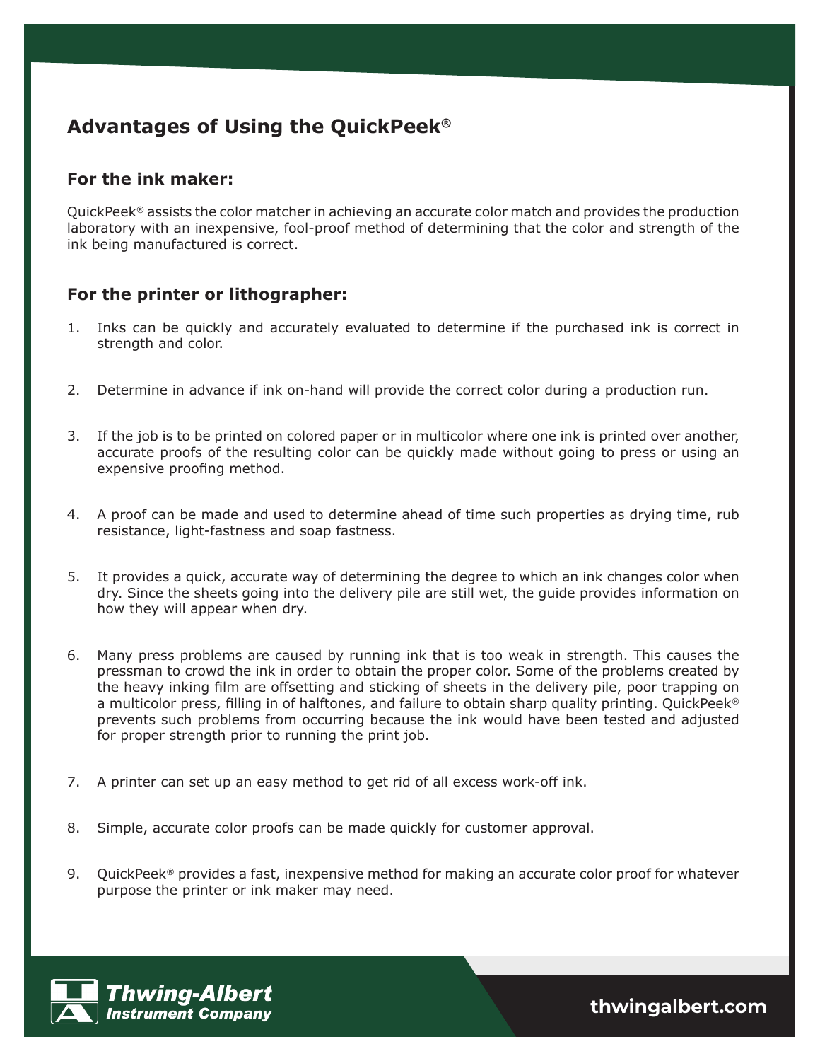## Advantages of Using the QuickPeek®

### For the ink maker:

QuickPeek® assists the color matcher in achieving an accurate color match and provides the production laboratory with an inexpensive, fool-proof method of determining that the color and strength of the ink being manufactured is correct.

### For the printer or lithographer:

1. Inks can be quickly and accurately evaluated to determine if the purchased ink is correct in strength and color.

2. Determine in advance if ink on-hand will provide the correct color during a production run.

3. If the job is to be printed on colored paper or in multicolor where one ink is printed over another, accurate proofs of the resulting color can be quickly made without going to press or using an expensive proofing method.

4. A proof can be made and used to determine ahead of time such properties as drying time, rub resistance, light-fastness and soap fastness.

5. It provides a quick, accurate way of determining the degree to which an ink changes color when dry. Since the sheets going into the delivery pile are still wet, the guide provides information on how they will appear when dry.

6. Many press problems are caused by running ink that is too weak in strength. This causes the pressman to crowd the ink in order to obtain the proper color. Some of the problems created by the heavy inking film are offsetting and sticking of sheets in the delivery pile, poor trapping on a multicolor press, filling in of halftones, and failure to obtain sharp quality printing. QuickPeek® prevents such problems from occurring because the ink would have been tested and adjusted for proper strength prior to running the print job.

7. A printer can set up an easy method to get rid of all excess work-off ink.

8. Simple, accurate color proofs can be made quickly for customer approval.

9. QuickPeek® provides a fast, inexpensive method for making an accurate color proof for whatever purpose the printer or ink maker may need.

**Thwing-Albert Instrument Company**

**thwingalbert.com**